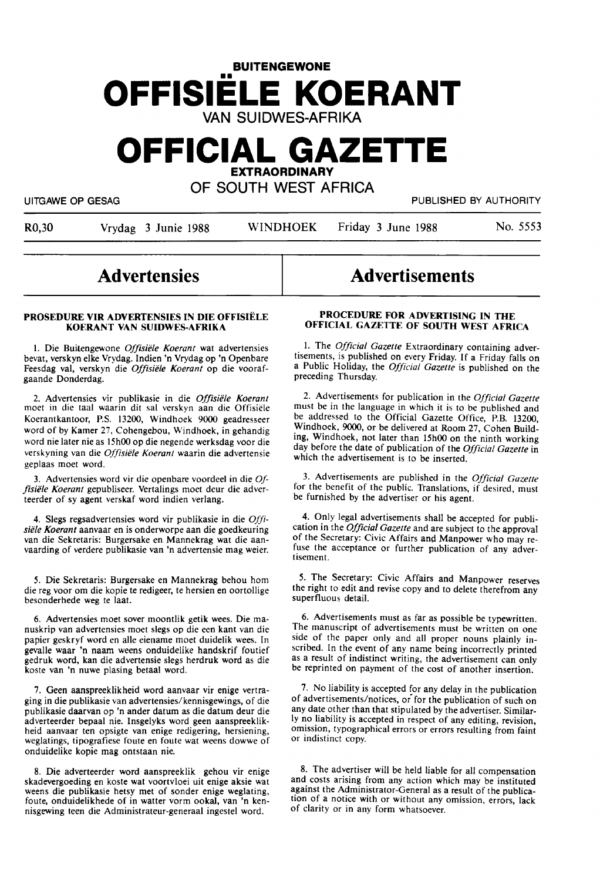**BUITENGEWONE**

# OFFISIËLE KOERANT

VAN SUIDWES-AFRIKA

# OFFICIAL GAZETTE

**EXTRAORDINARY**

OF SOUTH WEST AFRICA

UITGAWE OP GESAG — PUBLISHED BY AUTHORITY

R0,30 — Vrydag 3 Junie 1988 — WINDHOEK — Friday 3 June 1988 — No. 5553

# Advertensies

**PROSEDURE VIR ADVERTENSIES IN DIE OFFISIËLE KOERANT VAN SUIDWES-AFRIKA**

1. Die Buitengewone *Offisiële Koerant* wat advertensies bevat, verskyn elke Vrydag. Indien 'n Vrydag op 'n Openbare Feesdag val, verskyn die *Offisiële Koerant* op die voorafgaande Donderdag.

2. Advertensies vir publikasie in die *Offisiële Koerant* moet in die taal waarin dit sal verskyn aan die Offisiële Koerantkantoor, P.S. 13200, Windhoek 9000 geadresseer word of by Kamer 27, Cohengebou, Windhoek, in gehandig word nie later nie as 15h00 op die negende werksdag voor die verskyning van die *Offisiële Koerant* waarin die advertensie geplaas moet word.

3. Advertensies word vir die openbare voordeel in die *Offisiële Koerant* gepubliseer. Vertalings moet deur die adverteerder of sy agent verskaf word indien verlang.

4. Slegs regsadvertensies word vir publikasie in die *Offisiële Koerant* aanvaar en is onderworpe aan die goedkeuring van die Sekretaris: Burgersake en Mannekrag wat die aanvaarding of verdere publikasie van 'n advertensie mag weier.

5. Die Sekretaris: Burgersake en Mannekrag behou hom die reg voor om die kopie te redigeer, te hersien en oortollige besonderhede weg te laat.

6. Advertensies moet sover moontlik getik wees. Die manuskrip van advertensies moet slegs op die een kant van die papier geskryf word en alle eiename moet duidelik wees. In gevalle waar 'n naam weens onduidelike handskrif foutief gedruk word, kan die advertensie slegs herdruk word as die koste van 'n nuwe plasing betaal word.

7. Geen aanspreeklikheid word aanvaar vir enige vertraging in die publikasie van advertensies/kennisgewings, of die publikasie daarvan op 'n ander datum as die datum deur die adverteerder bepaal nie. Insgelyks word geen aanspreeklikheid aanvaar ten opsigte van enige redigering, hersiening, weglatings, tipografiese foute en foute wat weens dowwe of onduidelike kopie mag ontstaan nie.

8. Die adverteerder word aanspreeklik gehou vir enige skadevergoeding en koste wat voortvloei uit enige aksie wat weens die publikasie hetsy met of sonder enige weglating, foute, onduidelikhede of in watter vorm ookal, van 'n kennisgewing teen die Administrateur-generaal ingestel word.

# Advertisements

**PROCEDURE FOR ADVERTISING IN THE OFFICIAL GAZETTE OF SOUTH WEST AFRICA**

1. The *Official Gazette* Extraordinary containing advertisements, is published on every Friday. If a Friday falls on a Public Holiday, the *Official Gazette* is published on the preceding Thursday.

2. Advertisements for publication in the *Official Gazette* must be in the language in which it is to be published and be addressed to the Official Gazette Office, P.B. 13200, Windhoek, 9000, or be delivered at Room 27, Cohen Building, Windhoek, not later than 15h00 on the ninth working day before the date of publication of the *Official Gazette* in which the advertisement is to be inserted.

3. Advertisements are published in the *Official Gazette* for the benefit of the public. Translations, if desired, must be furnished by the advertiser or his agent.

4. Only legal advertisements shall be accepted for publication in the *Official Gazette* and are subject to the approval of the Secretary: Civic Affairs and Manpower who may refuse the acceptance or further publication of any advertisement.

5. The Secretary: Civic Affairs and Manpower reserves the right to edit and revise copy and to delete therefrom any superfluous detail.

6. Advertisements must as far as possible be typewritten. The manuscript of advertisements must be written on one side of the paper only and all proper nouns plainly inscribed. In the event of any name being incorrectly printed as a result of indistinct writing, the advertisement can only be reprinted on payment of the cost of another insertion.

7. No liability is accepted for any delay in the publication of advertisements/notices, or for the publication of such on any date other than that stipulated by the advertiser. Similarly no liability is accepted in respect of any editing, revision, omission, typographical errors or errors resulting from faint or indistinct copy.

8. The advertiser will be held liable for all compensation and costs arising from any action which may be instituted against the Administrator-General as a result of the publication of a notice with or without any omission, errors, lack of clarity or in any form whatsoever.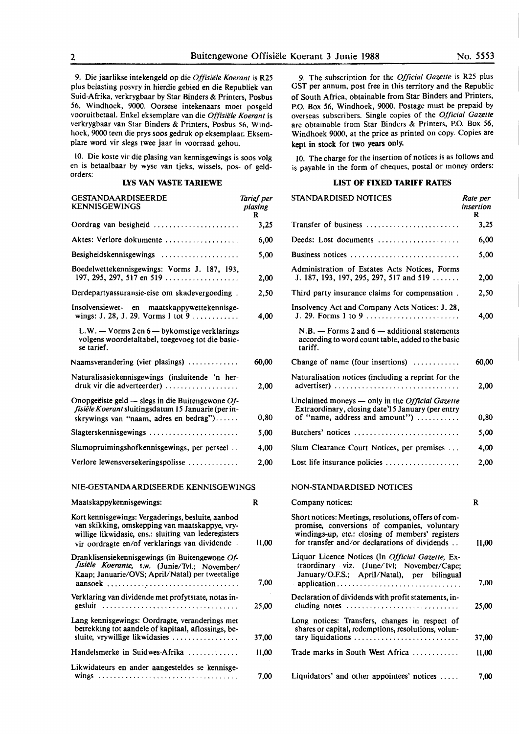9. Die jaarlikse intekengeld op die *Offisiële Koerant* is R25 plus belasting posvry in hierdie gebied en die Republiek van Suid-Afrika, verkrygbaar by Star Binders & Printers, Posbus 56, Windhoek, 9000. Oorsese intekenaars moet posgeld vooruitbetaal. Enkel eksemplare van die *Offisiële Koerant* is verkrygbaar van Star Binders & Printers, Posbus 56, Windhoek, 9000 teen die prys soos gedruk op eksemplaar. Eksemplare word vir slegs twee jaar in voorraad gehou.

10. Die koste vir die plasing van kennisgewings is soos volg en is betaalbaar by wyse van tjeks, wissels, pos- of geldorders:

## LYS VAN VASTE TARIEWE

| GESTANDAARDISEERDE KENNISGEWINGS | Tarief per plasing R |
|---|---|
| Oordrag van besigheid | 3,25 |
| Aktes: Verlore dokumente | 6,00 |
| Besigheidskennisgewings | 5,00 |
| Boedelwettekennisgewings: Vorms J. 187, 193, 197, 295, 297, 517 en 519 | 2,00 |
| Derdepartyassuransie-eise om skadevergoeding | 2,50 |
| Insolvensiewet- en maatskappywettekennisgewings: J. 28, J. 29. Vorms 1 tot 9 | 4,00 |
| L.W. — Vorms 2 en 6 — bykomstige verklarings volgens woordetaltabel, toegevoeg tot die basiese tarief. | |
| Naamsverandering (vier plasings) | 60,00 |
| Naturalisasiekennisgewings (insluitende 'n herdruk vir die adverteerder) | 2,00 |
| Onopgeëiste geld — slegs in die Buitengewone *Offisiële Koerant* sluitingsdatum 15 Januarie (per inskrywings van "naam, adres en bedrag") | 0,80 |
| Slagterskennisgewings | 5,00 |
| Slumopruimingshofkennisgewings, per perseel | 4,00 |
| Verlore lewensversekeringspolisse | 2,00 |

### NIE-GESTANDAARDISEERDE KENNISGEWINGS

| Maatskappykennisgewings: | R |
|---|---|
| Kort kennisgewings: Vergaderings, besluite, aanbod van skikking, omskepping van maatskappye, vrywillige likwidasie, ens.: sluiting van lederegisters vir oordragte en/of verklarings van dividende | 11,00 |
| Dranklisensiekennisgewings (in Buitengewone *Offisiële Koerante,* t.w. (Junie/Tvl.; November/Kaap; Januarie/OVS; April/Natal) per tweetalige aansoek | 7,00 |
| Verklaring van dividende met profytstate, notas ingesluit | 25,00 |
| Lang kennisgewings: Oordragte, veranderings met betrekking tot aandele of kapitaal, aflossings, besluite, vrywillige likwidasies | 37,00 |
| Handelsmerke in Suidwes-Afrika | 11,00 |
| Likwidateurs en ander aangesteldes se kennisgewings | 7,00 |

9. The subscription for the *Official Gazette* is R25 plus GST per annum, post free in this territory and the Republic of South Africa, obtainable from Star Binders and Printers, P.O. Box 56, Windhoek, 9000. Postage must be prepaid by overseas subscribers. Single copies of the *Official Gazette* are obtainable from Star Binders & Printers, P.O. Box 56, Windhoek 9000, at the price as printed on copy. Copies are kept in stock for two years only.

10. The charge for the insertion of notices is as follows and is payable in the form of cheques, postal or money orders:

## LIST OF FIXED TARIFF RATES

| STANDARDISED NOTICES | Rate per insertion R |
|---|---|
| Transfer of business | 3,25 |
| Deeds: Lost documents | 6,00 |
| Business notices | 5,00 |
| Administration of Estates Acts Notices, Forms J. 187, 193, 197, 295, 297, 517 and 519 | 2,00 |
| Third party insurance claims for compensation | 2,50 |
| Insolvency Act and Company Acts Notices: J. 28, J. 29. Forms 1 to 9 | 4,00 |
| N.B. — Forms 2 and 6 — additional statements according to word count table, added to the basic tariff. | |
| Change of name (four insertions) | 60,00 |
| Naturalisation notices (including a reprint for the advertiser) | 2,00 |
| Unclaimed moneys — only in the *Official Gazette* Extraordinary, closing date 15 January (per entry of "name, address and amount") | 0,80 |
| Butchers' notices | 5,00 |
| Slum Clearance Court Notices, per premises | 4,00 |
| Lost life insurance policies | 2,00 |

### NON-STANDARDISED NOTICES

| Company notices: | R |
|---|---|
| Short notices: Meetings, resolutions, offers of compromise, conversions of companies, voluntary windings-up, etc.: closing of members' registers for transfer and/or declarations of dividends | 11,00 |
| Liquor Licence Notices (In *Official Gazette,* Extraordinary viz. (June/Tvl; November/Cape; January/O.F.S.; April/Natal), per bilingual application | 7,00 |
| Declaration of dividends with profit statements, including notes | 25,00 |
| Long notices: Transfers, changes in respect of shares or capital, redemptions, resolutions, voluntary liquidations | 37,00 |
| Trade marks in South West Africa | 11,00 |
| Liquidators' and other appointees' notices | 7,00 |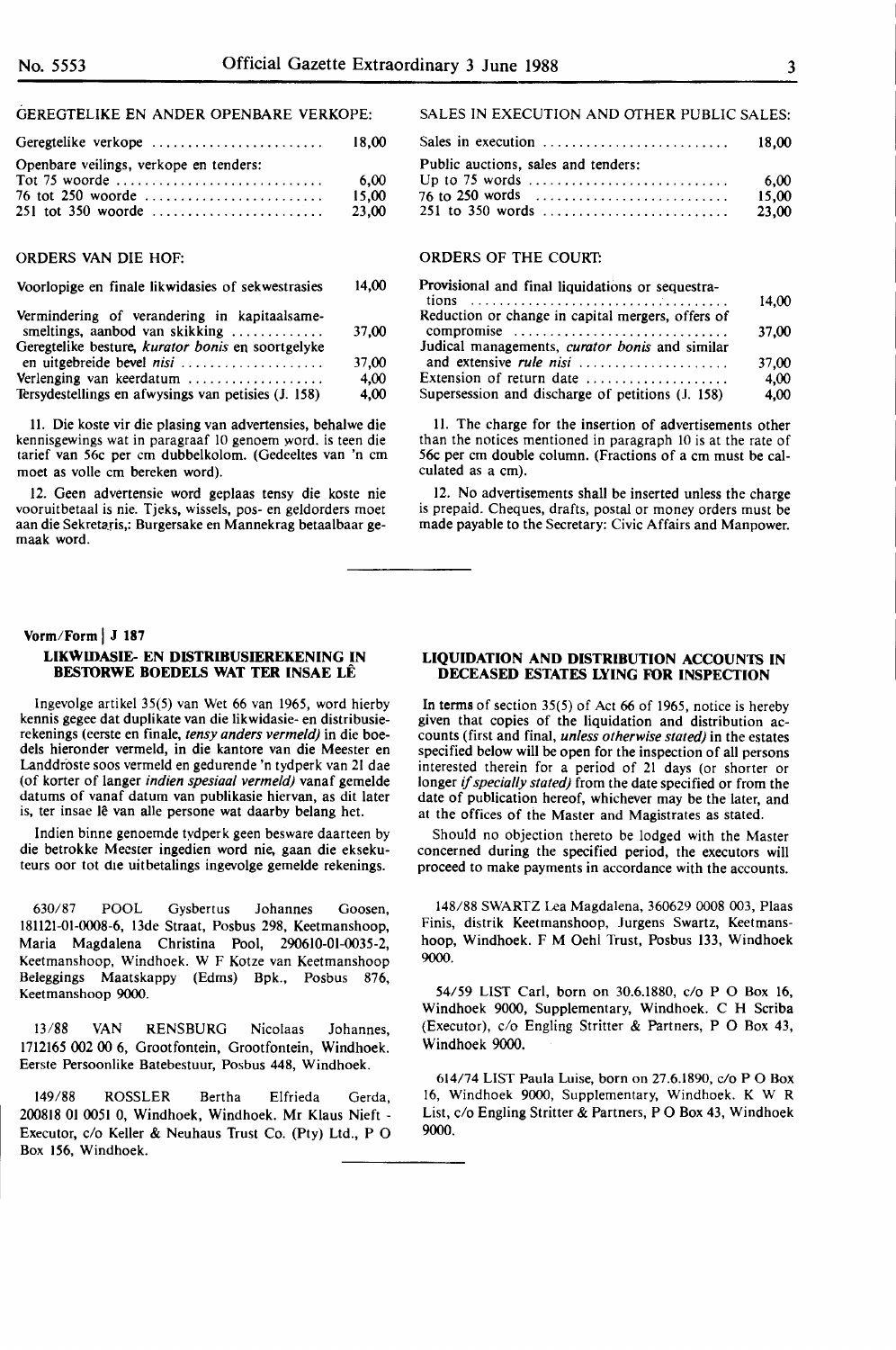GEREGTELIKE EN ANDER OPENBARE VERKOPE:

| | |
|---|---|
| Geregtelike verkope | 18,00 |
| Openbare veilings, verkope en tenders: | |
| Tot 75 woorde | 6,00 |
| 76 tot 250 woorde | 15,00 |
| 251 tot 350 woorde | 23,00 |

ORDERS VAN DIE HOF:

| | |
|---|---|
| Voorlopige en finale likwidasies of sekwestrasies | 14,00 |
| Vermindering of verandering in kapitaalsamesmeltings, aanbod van skikking | 37,00 |
| Geregtelike besture, *kurator bonis* en soortgelyke en uitgebreide bevel *nisi* | 37,00 |
| Verlenging van keerdatum | 4,00 |
| Tersydestellings en afwysings van petisies (J. 158) | 4,00 |

11. Die koste vir die plasing van advertensies, behalwe die kennisgewings wat in paragraaf 10 genoem word. is teen die tarief van 56c per cm dubbelkolom. (Gedeeltes van 'n cm moet as volle cm bereken word).

12. Geen advertensie word geplaas tensy die koste nie vooruitbetaal is nie. Tjeks, wissels, pos- en geldorders moet aan die Sekretaris,: Burgersake en Mannekrag betaalbaar gemaak word.

SALES IN EXECUTION AND OTHER PUBLIC SALES:

| | |
|---|---|
| Sales in execution | 18,00 |
| Public auctions, sales and tenders: | |
| Up to 75 words | 6,00 |
| 76 to 250 words | 15,00 |
| 251 to 350 words | 23,00 |

ORDERS OF THE COURT:

| | |
|---|---|
| Provisional and final liquidations or sequestrations | 14,00 |
| Reduction or change in capital mergers, offers of compromise | 37,00 |
| Judical managements, *curator bonis* and similar and extensive *rule nisi* | 37,00 |
| Extension of return date | 4,00 |
| Supersession and discharge of petitions (J. 158) | 4,00 |

11. The charge for the insertion of advertisements other than the notices mentioned in paragraph 10 is at the rate of 56c per cm double column. (Fractions of a cm must be calculated as a cm).

12. No advertisements shall be inserted unless the charge is prepaid. Cheques, drafts, postal or money orders must be made payable to the Secretary: Civic Affairs and Manpower.

**Vorm/Form | J 187**

## LIKWIDASIE- EN DISTRIBUSIEREKENING IN BESTORWE BOEDELS WAT TER INSAE LÊ

Ingevolge artikel 35(5) van Wet 66 van 1965, word hierby kennis gegee dat duplikate van die likwidasie- en distribusierekenings (eerste en finale, *tensy anders vermeld)* in die boedels hieronder vermeld, in die kantore van die Meester en Landdroste soos vermeld en gedurende 'n tydperk van 21 dae (of korter of langer *indien spesiaal vermeld)* vanaf gemelde datums of vanaf datum van publikasie hiervan, as dit later is, ter insae lê van alle persone wat daarby belang het.

Indien binne genoemde tydperk geen besware daarteen by die betrokke Meester ingedien word nie, gaan die eksekuteurs oor tot die uitbetalings ingevolge gemelde rekenings.

630/87 POOL Gysbertus Johannes Goosen, 181121-01-0008-6, 13de Straat, Posbus 298, Keetmanshoop, Maria Magdalena Christina Pool, 290610-01-0035-2, Keetmanshoop, Windhoek. W F Kotze van Keetmanshoop Beleggings Maatskappy (Edms) Bpk., Posbus 876, Keetmanshoop 9000.

13/88 VAN RENSBURG Nicolaas Johannes, 1712165 002 00 6, Grootfontein, Grootfontein, Windhoek. Eerste Persoonlike Batebestuur, Posbus 448, Windhoek.

149/88 ROSSLER Bertha Elfrieda Gerda, 200818 01 0051 0, Windhoek, Windhoek. Mr Klaus Nieft - Executor, c/o Keller & Neuhaus Trust Co. (Pty) Ltd., P O Box 156, Windhoek.

## LIQUIDATION AND DISTRIBUTION ACCOUNTS IN DECEASED ESTATES LYING FOR INSPECTION

In terms of section 35(5) of Act 66 of 1965, notice is hereby given that copies of the liquidation and distribution accounts (first and final, *unless otherwise stated)* in the estates specified below will be open for the inspection of all persons interested therein for a period of 21 days (or shorter or longer *if specially stated)* from the date specified or from the date of publication hereof, whichever may be the later, and at the offices of the Master and Magistrates as stated.

Should no objection thereto be lodged with the Master concerned during the specified period, the executors will proceed to make payments in accordance with the accounts.

148/88 SWARTZ Lea Magdalena, 360629 0008 003, Plaas Finis, distrik Keetmanshoop, Jurgens Swartz, Keetmanshoop, Windhoek. F M Oehl Trust, Posbus 133, Windhoek 9000.

54/59 LIST Carl, born on 30.6.1880, c/o P O Box 16, Windhoek 9000, Supplementary, Windhoek. C H Scriba (Executor), c/o Engling Stritter & Partners, P O Box 43, Windhoek 9000.

614/74 LIST Paula Luise, born on 27.6.1890, c/o P O Box 16, Windhoek 9000, Supplementary, Windhoek. K W R List, c/o Engling Stritter & Partners, P O Box 43, Windhoek 9000.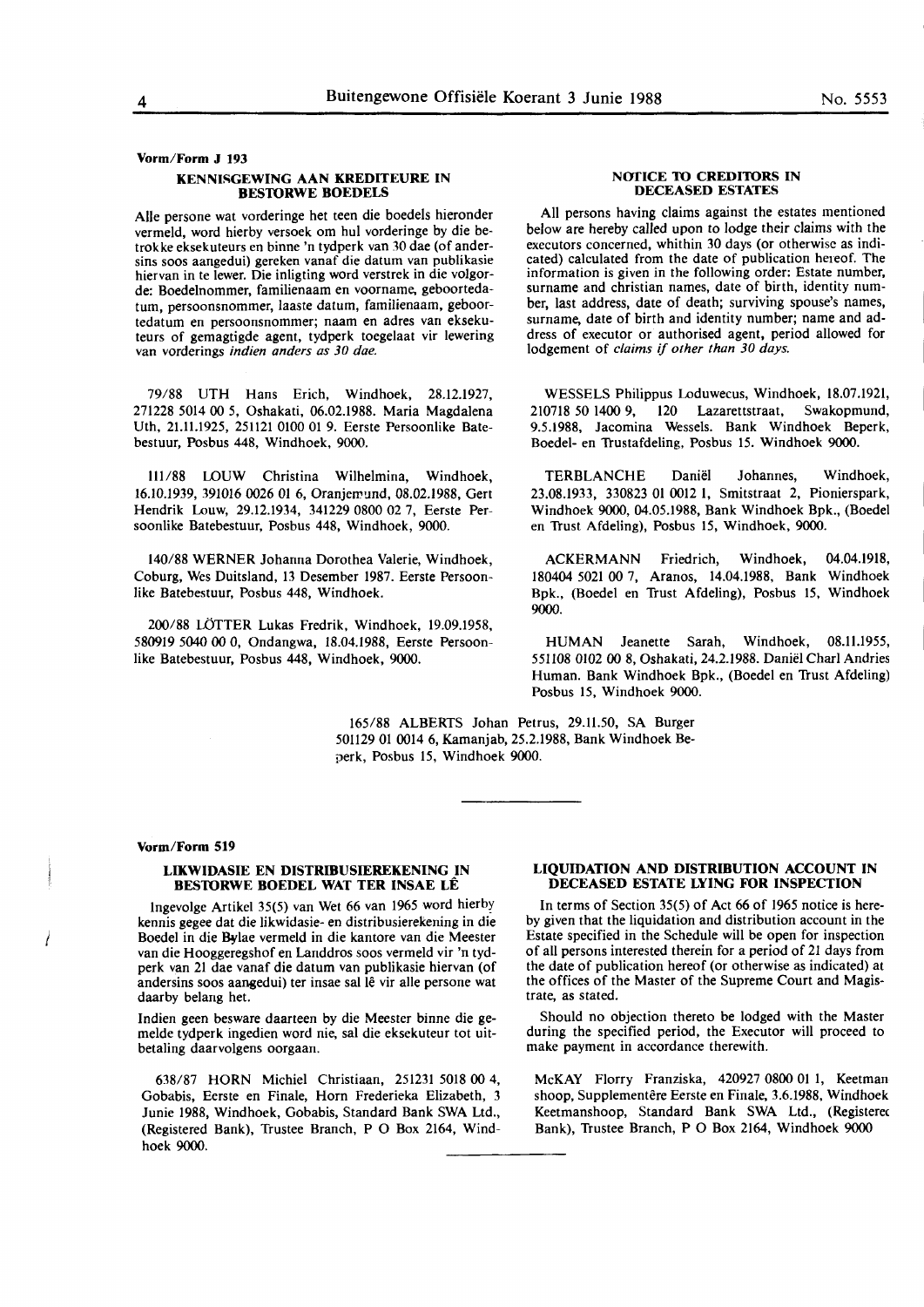**Vorm/Form J 193**

### KENNISGEWING AAN KREDITEURE IN BESTORWE BOEDELS

Alle persone wat vorderinge het teen die boedels hieronder vermeld, word hierby versoek om hul vorderinge by die betrokke eksekuteurs en binne 'n tydperk van 30 dae (of andersins soos aangedui) gereken vanaf die datum van publikasie hiervan in te lewer. Die inligting word verstrek in die volgorde: Boedelnommer, familienaam en voorname, geboortedatum, persoonsnommer, laaste datum, familienaam, geboortedatum en persoonsnommer; naam en adres van eksekuteurs of gemagtigde agent, tydperk toegelaat vir lewering van vorderings *indien anders as 30 dae.*

79/88 UTH Hans Erich, Windhoek, 28.12.1927, 271228 5014 00 5, Oshakati, 06.02.1988. Maria Magdalena Uth, 21.11.1925, 251121 0100 01 9. Eerste Persoonlike Batebestuur, Posbus 448, Windhoek, 9000.

111/88 LOUW Christina Wilhelmina, Windhoek, 16.10.1939, 391016 0026 01 6, Oranjemund, 08.02.1988, Gert Hendrik Louw, 29.12.1934, 341229 0800 02 7, Eerste Persoonlike Batebestuur, Posbus 448, Windhoek, 9000.

140/88 WERNER Johanna Dorothea Valerie, Windhoek, Coburg, Wes Duitsland, 13 Desember 1987. Eerste Persoonlike Batebestuur, Posbus 448, Windhoek.

200/88 LÖTTER Lukas Fredrik, Windhoek, 19.09.1958, 580919 5040 00 0, Ondangwa, 18.04.1988, Eerste Persoonlike Batebestuur, Posbus 448, Windhoek, 9000.

### NOTICE TO CREDITORS IN DECEASED ESTATES

All persons having claims against the estates mentioned below are hereby called upon to lodge their claims with the executors concerned, whithin 30 days (or otherwise as indicated) calculated from the date of publication hereof. The information is given in the following order: Estate number, surname and christian names, date of birth, identity number, last address, date of death; surviving spouse's names, surname, date of birth and identity number; name and address of executor or authorised agent, period allowed for lodgement of *claims if other than 30 days.*

WESSELS Philippus Loduwecus, Windhoek, 18.07.1921, 210718 50 1400 9, 120 Lazarettstraat, Swakopmund, 9.5.1988, Jacomina Wessels. Bank Windhoek Beperk, Boedel- en Trustafdeling, Posbus 15. Windhoek 9000.

TERBLANCHE Daniël Johannes, Windhoek, 23.08.1933, 330823 01 0012 1, Smitstraat 2, Pionierspark, Windhoek 9000, 04.05.1988, Bank Windhoek Bpk., (Boedel en Trust Afdeling), Posbus 15, Windhoek, 9000.

ACKERMANN Friedrich, Windhoek, 04.04.1918, 180404 5021 00 7, Aranos, 14.04.1988, Bank Windhoek Bpk., (Boedel en Trust Afdeling), Posbus 15, Windhoek 9000.

HUMAN Jeanette Sarah, Windhoek, 08.11.1955, 551108 0102 00 8, Oshakati, 24.2.1988. Daniël Charl Andries Human. Bank Windhoek Bpk., (Boedel en Trust Afdeling) Posbus 15, Windhoek 9000.

165/88 ALBERTS Johan Petrus, 29.11.50, SA Burger 501129 01 0014 6, Kamanjab, 25.2.1988, Bank Windhoek Beperk, Posbus 15, Windhoek 9000.

---

**Vorm/Form 519**

### LIKWIDASIE EN DISTRIBUSIEREKENING IN BESTORWE BOEDEL WAT TER INSAE LÊ

Ingevolge Artikel 35(5) van Wet 66 van 1965 word hierby kennis gegee dat die likwidasie- en distribusierekening in die Boedel in die Bylae vermeld in die kantore van die Meester van die Hooggeregshof en Landdros soos vermeld vir 'n tydperk van 21 dae vanaf die datum van publikasie hiervan (of andersins soos aangedui) ter insae sal lê vir alle persone wat daarby belang het.

Indien geen besware daarteen by die Meester binne die gemelde tydperk ingedien word nie, sal die eksekuteur tot uitbetaling daarvolgens oorgaan.

638/87 HORN Michiel Christiaan, 251231 5018 00 4, Gobabis, Eerste en Finale, Horn Frederieka Elizabeth, 3 Junie 1988, Windhoek, Gobabis, Standard Bank SWA Ltd., (Registered Bank), Trustee Branch, P O Box 2164, Windhoek 9000.

### LIQUIDATION AND DISTRIBUTION ACCOUNT IN DECEASED ESTATE LYING FOR INSPECTION

In terms of Section 35(5) of Act 66 of 1965 notice is hereby given that the liquidation and distribution account in the Estate specified in the Schedule will be open for inspection of all persons interested therein for a period of 21 days from the date of publication hereof (or otherwise as indicated) at the offices of the Master of the Supreme Court and Magistrate, as stated.

Should no objection thereto be lodged with the Master during the specified period, the Executor will proceed to make payment in accordance therewith.

McKAY Florry Franziska, 420927 0800 01 1, Keetmanshoop, Supplementêre Eerste en Finale, 3.6.1988, Windhoek Keetmanshoop, Standard Bank SWA Ltd., (Registered Bank), Trustee Branch, P O Box 2164, Windhoek 9000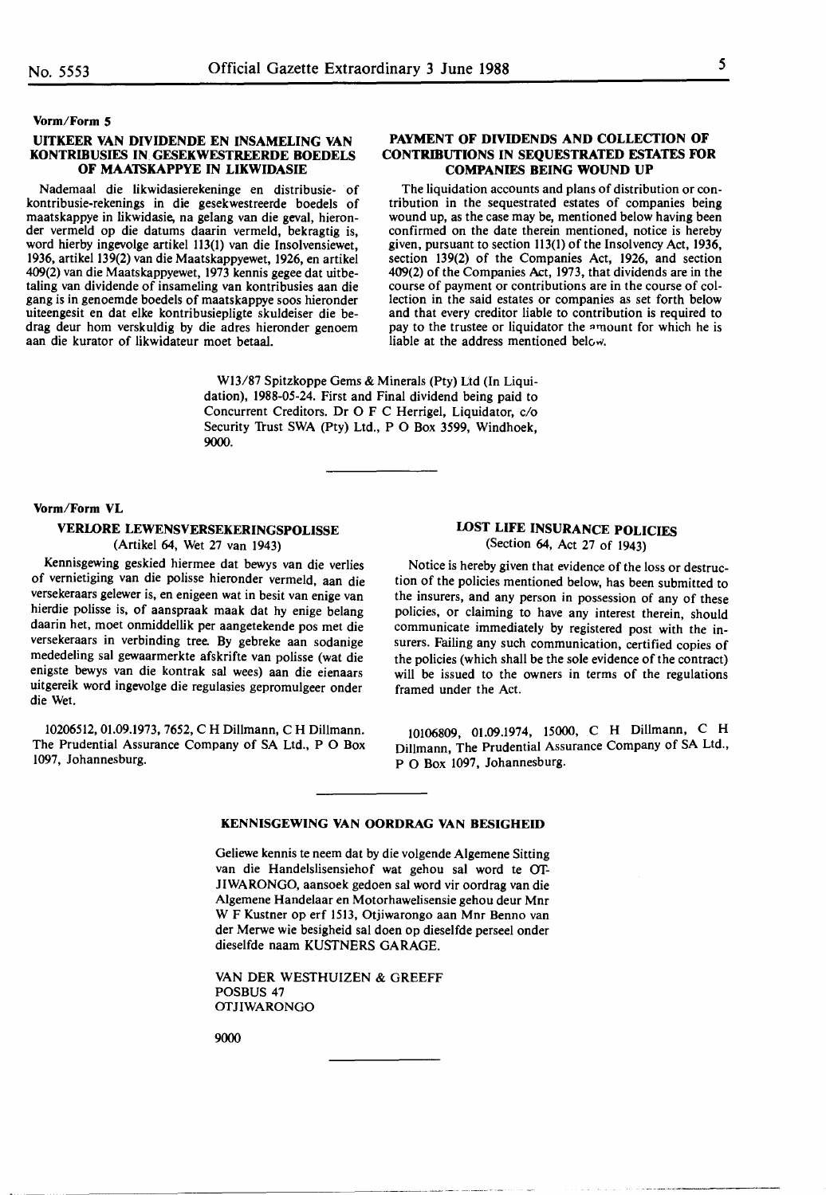**Vorm/Form 5**

### UITKEER VAN DIVIDENDE EN INSAMELING VAN KONTRIBUSIES IN GESEKWESTREERDE BOEDELS OF MAATSKAPPYE IN LIKWIDASIE

Nademaal die likwidasierekeninge en distribusie- of kontribusie-rekenings in die gesekwestreerde boedels of maatskappye in likwidasie, na gelang van die geval, hieronder vermeld op die datums daarin vermeld, bekragtig is, word hierby ingevolge artikel 113(1) van die Insolvensiewet, 1936, artikel 139(2) van die Maatskappyewet, 1926, en artikel 409(2) van die Maatskappyewet, 1973 kennis gegee dat uitbetaling van dividende of insameling van kontribusies aan die gang is in genoemde boedels of maatskappye soos hieronder uiteengesit en dat elke kontribusiepligte skuldeiser die bedrag deur hom verskuldig by die adres hieronder genoem aan die kurator of likwidateur moet betaal.

### PAYMENT OF DIVIDENDS AND COLLECTION OF CONTRIBUTIONS IN SEQUESTRATED ESTATES FOR COMPANIES BEING WOUND UP

The liquidation accounts and plans of distribution or contribution in the sequestrated estates of companies being wound up, as the case may be, mentioned below having been confirmed on the date therein mentioned, notice is hereby given, pursuant to section 113(1) of the Insolvency Act, 1936, section 139(2) of the Companies Act, 1926, and section 409(2) of the Companies Act, 1973, that dividends are in the course of payment or contributions are in the course of collection in the said estates or companies as set forth below and that every creditor liable to contribution is required to pay to the trustee or liquidator the amount for which he is liable at the address mentioned below.

W13/87 Spitzkoppe Gems & Minerals (Pty) Ltd (In Liquidation), 1988-05-24. First and Final dividend being paid to Concurrent Creditors. Dr O F C Herrigel, Liquidator, c/o Security Trust SWA (Pty) Ltd., P O Box 3599, Windhoek, 9000.

---

**Vorm/Form VL**

### VERLORE LEWENSVERSEKERINGSPOLISSE
(Artikel 64, Wet 27 van 1943)

Kennisgewing geskied hiermee dat bewys van die verlies of vernietiging van die polisse hieronder vermeld, aan die versekeraars gelewer is, en enigeen wat in besit van enige van hierdie polisse is, of aanspraak maak dat hy enige belang daarin het, moet onmiddellik per aangetekende pos met die versekeraars in verbinding tree. By gebreke aan sodanige mededeling sal gewaarmerkte afskrifte van polisse (wat die enigste bewys van die kontrak sal wees) aan die eienaars uitgereik word ingevolge die regulasies gepromulgeer onder die Wet.

10206512, 01.09.1973, 7652, C H Dillmann, C H Dillmann. The Prudential Assurance Company of SA Ltd., P O Box 1097, Johannesburg.

### LOST LIFE INSURANCE POLICIES
(Section 64, Act 27 of 1943)

Notice is hereby given that evidence of the loss or destruction of the policies mentioned below, has been submitted to the insurers, and any person in possession of any of these policies, or claiming to have any interest therein, should communicate immediately by registered post with the insurers. Failing any such communication, certified copies of the policies (which shall be the sole evidence of the contract) will be issued to the owners in terms of the regulations framed under the Act.

10106809, 01.09.1974, 15000, C H Dillmann, C H Dillmann, The Prudential Assurance Company of SA Ltd., P O Box 1097, Johannesburg.

---

### KENNISGEWING VAN OORDRAG VAN BESIGHEID

Geliewe kennis te neem dat by die volgende Algemene Sitting van die Handelslisensiehof wat gehou sal word te OTJIWARONGO, aansoek gedoen sal word vir oordrag van die Algemene Handelaar en Motorhawelisensie gehou deur Mnr W F Kustner op erf 1513, Otjiwarongo aan Mnr Benno van der Merwe wie besigheid sal doen op dieselfde perseel onder dieselfde naam KUSTNERS GARAGE.

VAN DER WESTHUIZEN & GREEFF
POSBUS 47
OTJIWARONGO

9000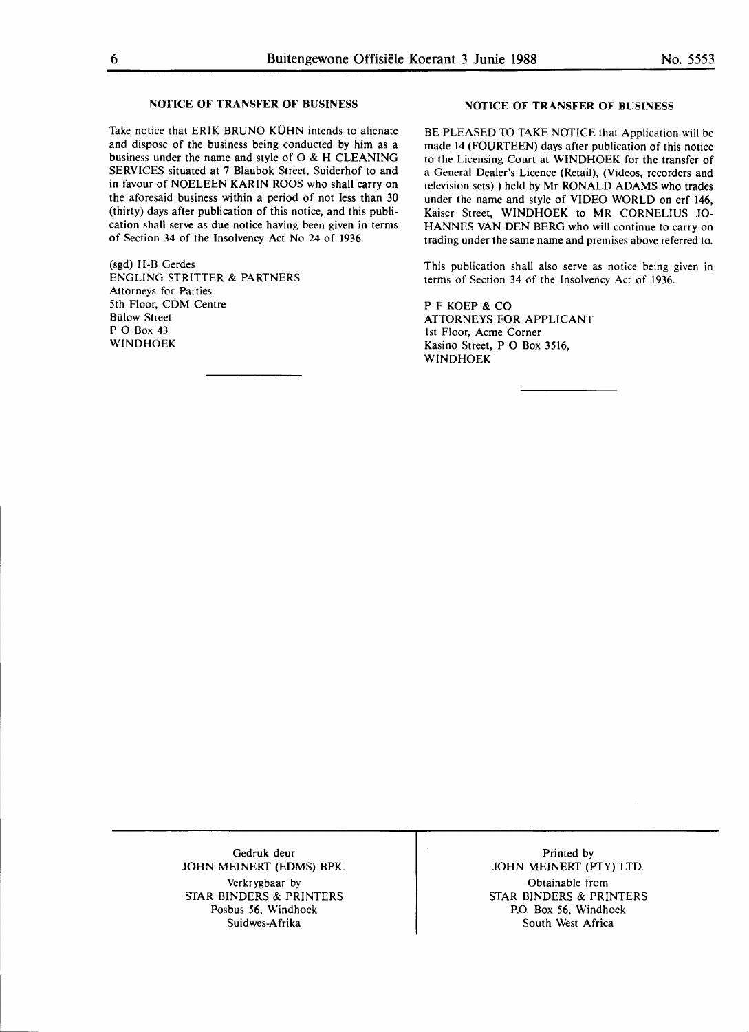## NOTICE OF TRANSFER OF BUSINESS

Take notice that ERIK BRUNO KÜHN intends to alienate and dispose of the business being conducted by him as a business under the name and style of O & H CLEANING SERVICES situated at 7 Blaubok Street, Suiderhof to and in favour of NOELEEN KARIN ROOS who shall carry on the aforesaid business within a period of not less than 30 (thirty) days after publication of this notice, and this publication shall serve as due notice having been given in terms of Section 34 of the Insolvency Act No 24 of 1936.

(sgd) H-B Gerdes
ENGLING STRITTER & PARTNERS
Attorneys for Parties
5th Floor, CDM Centre
Bülow Street
P O Box 43
WINDHOEK

---

## NOTICE OF TRANSFER OF BUSINESS

BE PLEASED TO TAKE NOTICE that Application will be made 14 (FOURTEEN) days after publication of this notice to the Licensing Court at WINDHOEK for the transfer of a General Dealer's Licence (Retail), (Videos, recorders and television sets) ) held by Mr RONALD ADAMS who trades under the name and style of VIDEO WORLD on erf 146, Kaiser Street, WINDHOEK to MR CORNELIUS JOHANNES VAN DEN BERG who will continue to carry on trading under the same name and premises above referred to.

This publication shall also serve as notice being given in terms of Section 34 of the Insolvency Act of 1936.

P F KOEP & CO
ATTORNEYS FOR APPLICANT
1st Floor, Acme Corner
Kasino Street, P O Box 3516,
WINDHOEK

---

Gedruk deur
JOHN MEINERT (EDMS) BPK.
Verkrygbaar by
STAR BINDERS & PRINTERS
Posbus 56, Windhoek
Suidwes-Afrika

Printed by
JOHN MEINERT (PTY) LTD.
Obtainable from
STAR BINDERS & PRINTERS
P.O. Box 56, Windhoek
South West Africa